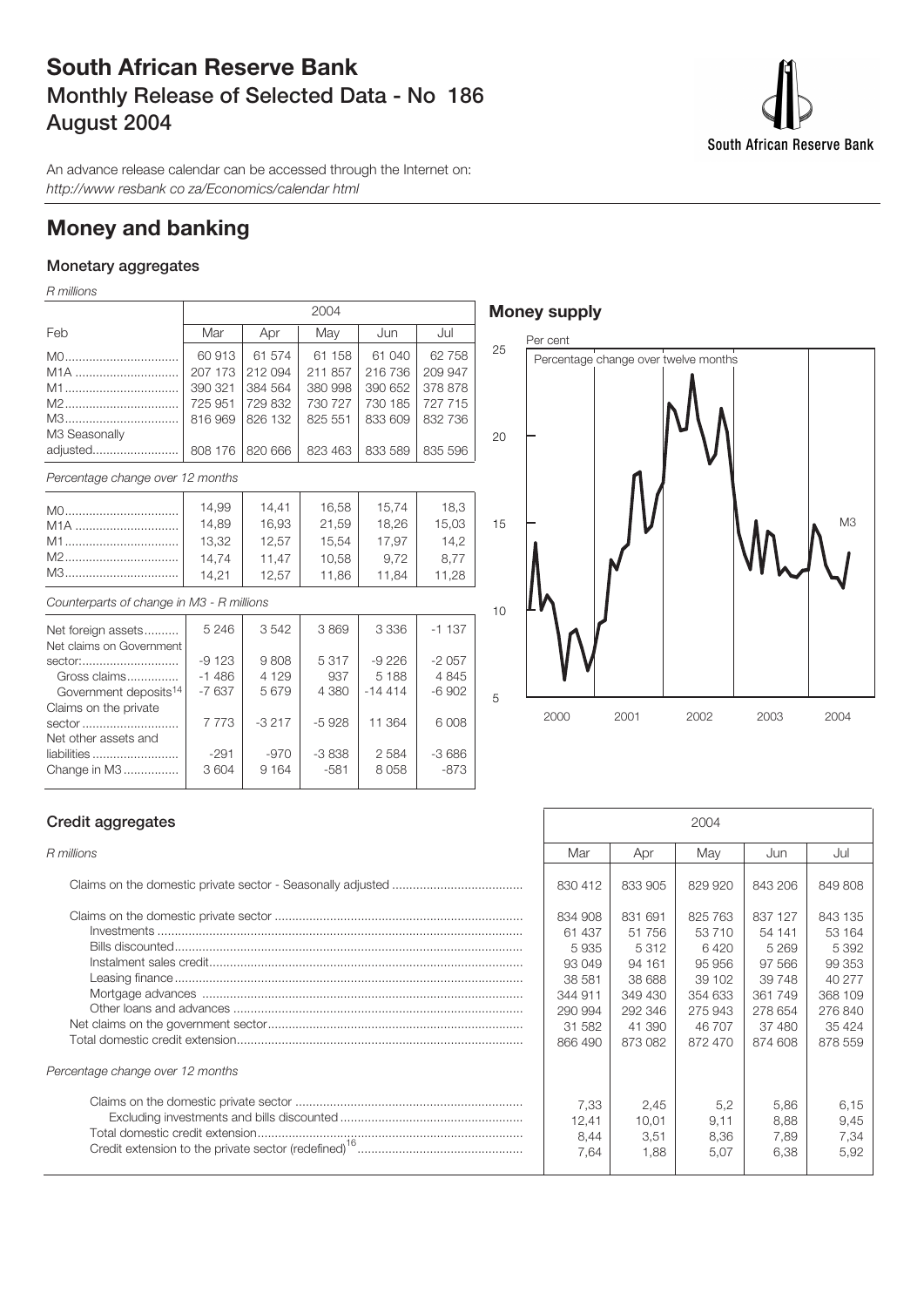# South African Reserve Bank
## Monthly Release of Selected Data - No 186
## August 2004

An advance release calendar can be accessed through the Internet on:
*http://www resbank co za/Economics/calendar html*

# Money and banking

### Monetary aggregates

*R millions*

| Feb | 2004 Mar | Apr | May | Jun | Jul |
|---|---|---|---|---|---|
| M0 | 60 913 | 61 574 | 61 158 | 61 040 | 62 758 |
| M1A | 207 173 | 212 094 | 211 857 | 216 736 | 209 947 |
| M1 | 390 321 | 384 564 | 380 998 | 390 652 | 378 878 |
| M2 | 725 951 | 729 832 | 730 727 | 730 185 | 727 715 |
| M3 | 816 969 | 826 132 | 825 551 | 833 609 | 832 736 |
| M3 Seasonally adjusted | 808 176 | 820 666 | 823 463 | 833 589 | 835 596 |
| *Percentage change over 12 months* | | | | | |
| M0 | 14,99 | 14,41 | 16,58 | 15,74 | 18,3 |
| M1A | 14,89 | 16,93 | 21,59 | 18,26 | 15,03 |
| M1 | 13,32 | 12,57 | 15,54 | 17,97 | 14,2 |
| M2 | 14,74 | 11,47 | 10,58 | 9,72 | 8,77 |
| M3 | 14,21 | 12,57 | 11,86 | 11,84 | 11,28 |
| *Counterparts of change in M3 - R millions* | | | | | |
| Net foreign assets | 5 246 | 3 542 | 3 869 | 3 336 | -1 137 |
| Net claims on Government sector: | -9 123 | 9 808 | 5 317 | -9 226 | -2 057 |
| Gross claims | -1 486 | 4 129 | 937 | 5 188 | 4 845 |
| Government deposits[14] | -7 637 | 5 679 | 4 380 | -14 414 | -6 902 |
| Claims on the private sector | 7 773 | -3 217 | -5 928 | 11 364 | 6 008 |
| Net other assets and liabilities | -291 | -970 | -3 838 | 2 584 | -3 686 |
| Change in M3 | 3 604 | 9 164 | -581 | 8 058 | -873 |

### Money supply

Per cent

Percentage change over twelve months

M3

2000 2001 2002 2003 2004

### Credit aggregates

*R millions*

| | 2004 Mar | Apr | May | Jun | Jul |
|---|---|---|---|---|---|
| Claims on the domestic private sector - Seasonally adjusted | 830 412 | 833 905 | 829 920 | 843 206 | 849 808 |
| Claims on the domestic private sector | 834 908 | 831 691 | 825 763 | 837 127 | 843 135 |
| Investments | 61 437 | 51 756 | 53 710 | 54 141 | 53 164 |
| Bills discounted | 5 935 | 5 312 | 6 420 | 5 269 | 5 392 |
| Instalment sales credit | 93 049 | 94 161 | 95 956 | 97 566 | 99 353 |
| Leasing finance | 38 581 | 38 688 | 39 102 | 39 748 | 40 277 |
| Mortgage advances | 344 911 | 349 430 | 354 633 | 361 749 | 368 109 |
| Other loans and advances | 290 994 | 292 346 | 275 943 | 278 654 | 276 840 |
| Net claims on the government sector | 31 582 | 41 390 | 46 707 | 37 480 | 35 424 |
| Total domestic credit extension | 866 490 | 873 082 | 872 470 | 874 608 | 878 559 |
| *Percentage change over 12 months* | | | | | |
| Claims on the domestic private sector | 7,33 | 2,45 | 5,2 | 5,86 | 6,15 |
| Excluding investments and bills discounted | 12,41 | 10,01 | 9,11 | 8,88 | 9,45 |
| Total domestic credit extension | 8,44 | 3,51 | 8,36 | 7,89 | 7,34 |
| Credit extension to the private sector (redefined)[16] | 7,64 | 1,88 | 5,07 | 6,38 | 5,92 |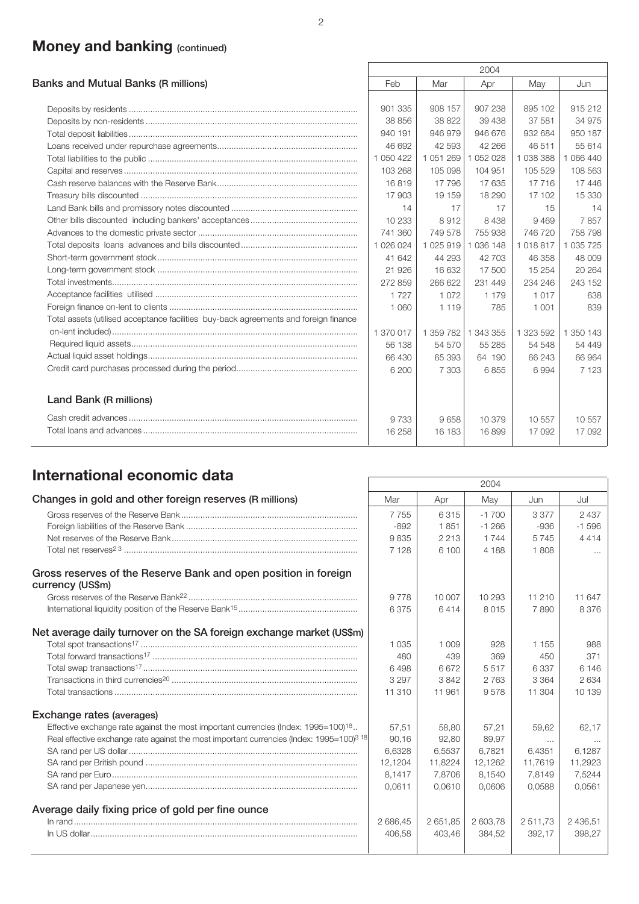## Money and banking (continued)

| Banks and Mutual Banks (R millions) | 2004 | | | | |
|---|---|---|---|---|---|
| | Feb | Mar | Apr | May | Jun |
| Deposits by residents | 901 335 | 908 157 | 907 238 | 895 102 | 915 212 |
| Deposits by non-residents | 38 856 | 38 822 | 39 438 | 37 581 | 34 975 |
| Total deposit liabilities | 940 191 | 946 979 | 946 676 | 932 684 | 950 187 |
| Loans received under repurchase agreements | 46 692 | 42 593 | 42 266 | 46 511 | 55 614 |
| Total liabilities to the public | 1 050 422 | 1 051 269 | 1 052 028 | 1 038 388 | 1 066 440 |
| Capital and reserves | 103 268 | 105 098 | 104 951 | 105 529 | 108 563 |
| Cash reserve balances with the Reserve Bank | 16 819 | 17 796 | 17 635 | 17 716 | 17 446 |
| Treasury bills discounted | 17 903 | 19 159 | 18 290 | 17 102 | 15 330 |
| Land Bank bills and promissory notes discounted | 14 | 17 | 17 | 15 | 14 |
| Other bills discounted including bankers' acceptances | 10 233 | 8 912 | 8 438 | 9 469 | 7 857 |
| Advances to the domestic private sector | 741 360 | 749 578 | 755 938 | 746 720 | 758 798 |
| Total deposits loans advances and bills discounted | 1 026 024 | 1 025 919 | 1 036 148 | 1 018 817 | 1 035 725 |
| Short-term government stock | 41 642 | 44 293 | 42 703 | 46 358 | 48 009 |
| Long-term government stock | 21 926 | 16 632 | 17 500 | 15 254 | 20 264 |
| Total investments | 272 859 | 266 622 | 231 449 | 234 246 | 243 152 |
| Acceptance facilities utilised | 1 727 | 1 072 | 1 179 | 1 017 | 638 |
| Foreign finance on-lent to clients | 1 060 | 1 119 | 785 | 1 001 | 839 |
| Total assets (utilised acceptance facilities buy-back agreements and foreign finance on-lent included) | 1 370 017 | 1 359 782 | 1 343 355 | 1 323 592 | 1 350 143 |
| Required liquid assets | 56 138 | 54 570 | 55 285 | 54 548 | 54 449 |
| Actual liquid asset holdings | 66 430 | 65 393 | 64 190 | 66 243 | 66 964 |
| Credit card purchases processed during the period | 6 200 | 7 303 | 6 855 | 6 994 | 7 123 |
| **Land Bank (R millions)** | | | | | |
| Cash credit advances | 9 733 | 9 658 | 10 379 | 10 557 | 10 557 |
| Total loans and advances | 16 258 | 16 183 | 16 899 | 17 092 | 17 092 |

## International economic data

| Changes in gold and other foreign reserves (R millions) | 2004 | | | | |
|---|---|---|---|---|---|
| | Mar | Apr | May | Jun | Jul |
| Gross reserves of the Reserve Bank | 7 755 | 6 315 | -1 700 | 3 377 | 2 437 |
| Foreign liabilities of the Reserve Bank | -892 | 1 851 | -1 266 | -936 | -1 596 |
| Net reserves of the Reserve Bank | 9 835 | 2 213 | 1 744 | 5 745 | 4 414 |
| Total net reserves[2 3] | 7 128 | 6 100 | 4 188 | 1 808 | ... |
| **Gross reserves of the Reserve Bank and open position in foreign currency (US$m)** | | | | | |
| Gross reserves of the Reserve Bank[22] | 9 778 | 10 007 | 10 293 | 11 210 | 11 647 |
| International liquidity position of the Reserve Bank[15] | 6 375 | 6 414 | 8 015 | 7 890 | 8 376 |
| **Net average daily turnover on the SA foreign exchange market (US$m)** | | | | | |
| Total spot transactions[17] | 1 035 | 1 009 | 928 | 1 155 | 988 |
| Total forward transactions[17] | 480 | 439 | 369 | 450 | 371 |
| Total swap transactions[17] | 6 498 | 6 672 | 5 517 | 6 337 | 6 146 |
| Transactions in third currencies[20] | 3 297 | 3 842 | 2 763 | 3 364 | 2 634 |
| Total transactions | 11 310 | 11 961 | 9 578 | 11 304 | 10 139 |
| **Exchange rates (averages)** | | | | | |
| Effective exchange rate against the most important currencies (Index: 1995=100)[18] | 57,51 | 58,80 | 57,21 | 59,62 | 62,17 |
| Real effective exchange rate against the most important currencies (Index: 1995=100)[3 18] | 90,16 | 92,80 | 89,97 | ... | ... |
| SA rand per US dollar | 6,6328 | 6,5537 | 6,7821 | 6,4351 | 6,1287 |
| SA rand per British pound | 12,1204 | 11,8224 | 12,1262 | 11,7619 | 11,2923 |
| SA rand per Euro | 8,1417 | 7,8706 | 8,1540 | 7,8149 | 7,5244 |
| SA rand per Japanese yen | 0,0611 | 0,0610 | 0,0606 | 0,0588 | 0,0561 |
| **Average daily fixing price of gold per fine ounce** | | | | | |
| In rand | 2 686,45 | 2 651,85 | 2 603,78 | 2 511,73 | 2 436,51 |
| In US dollar | 406,58 | 403,46 | 384,52 | 392,17 | 398,27 |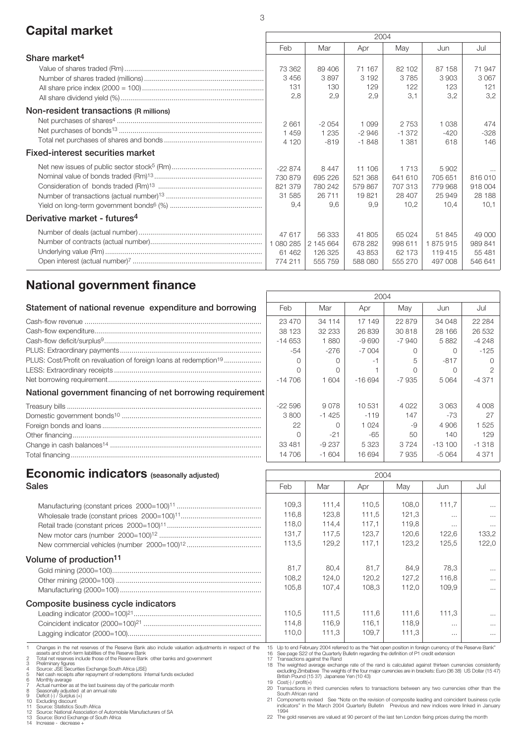## Capital market

| | 2004 | | | | | |
|---|---|---|---|---|---|---|
| | Feb | Mar | Apr | May | Jun | Jul |
| **Share market[4]** | | | | | | |
| Value of shares traded (Rm) | 73 362 | 89 406 | 71 167 | 82 102 | 87 158 | 71 947 |
| Number of shares traded (millions) | 3 456 | 3 897 | 3 192 | 3 785 | 3 903 | 3 067 |
| All share price index (2000 = 100) | 131 | 130 | 129 | 122 | 123 | 121 |
| All share dividend yield (%) | 2,8 | 2,9 | 2,9 | 3,1 | 3,2 | 3,2 |
| **Non-resident transactions (R millions)** | | | | | | |
| Net purchases of shares[4] | 2 661 | -2 054 | 1 099 | 2 753 | 1 038 | 474 |
| Net purchases of bonds[13] | 1 459 | 1 235 | -2 946 | -1 372 | -420 | -328 |
| Total net purchases of shares and bonds | 4 120 | -819 | -1 848 | 1 381 | 618 | 146 |
| **Fixed-interest securities market** | | | | | | |
| Net new issues of public sector stock[5] (Rm) | -22 874 | 8 447 | 11 106 | 1 713 | 5 902 | ... |
| Nominal value of bonds traded (Rm)[13] | 730 879 | 695 226 | 521 368 | 641 610 | 705 651 | 816 010 |
| Consideration of bonds traded (Rm)[13] | 821 379 | 780 242 | 579 867 | 707 313 | 779 968 | 918 004 |
| Number of transactions (actual number)[13] | 31 585 | 26 711 | 19 821 | 28 407 | 25 949 | 28 188 |
| Yield on long-term government bonds[6] (%) | 9,4 | 9,6 | 9,9 | 10,2 | 10,4 | 10,1 |
| **Derivative market - futures[4]** | | | | | | |
| Number of deals (actual number) | 47 617 | 56 333 | 41 805 | 65 024 | 51 845 | 49 000 |
| Number of contracts (actual number) | 1 080 285 | 2 145 664 | 678 282 | 998 611 | 1 875 915 | 989 841 |
| Underlying value (Rm) | 61 462 | 126 325 | 43 853 | 62 173 | 119 415 | 55 481 |
| Open interest (actual number)[7] | 774 211 | 555 759 | 588 080 | 555 270 | 497 008 | 546 641 |

## National government finance

| | 2004 | | | | | |
|---|---|---|---|---|---|---|
| **Statement of national revenue expenditure and borrowing** | Feb | Mar | Apr | May | Jun | Jul |
| Cash-flow revenue | 23 470 | 34 114 | 17 149 | 22 879 | 34 048 | 22 284 |
| Cash-flow expenditure | 38 123 | 32 233 | 26 839 | 30 818 | 28 166 | 26 532 |
| Cash-flow deficit/surplus[9] | -14 653 | 1 880 | -9 690 | -7 940 | 5 882 | -4 248 |
| PLUS: Extraordinary payments | -54 | -276 | -7 004 | 0 | 0 | -125 |
| PLUS: Cost/Profit on revaluation of foreign loans at redemption[19] | 0 | 0 | -1 | 5 | -817 | 0 |
| LESS: Extraordinary receipts | 0 | 0 | 1 | 0 | 0 | 2 |
| Net borrowing requirement | -14 706 | 1 604 | -16 694 | -7 935 | 5 064 | -4 371 |
| **National government financing of net borrowing requirement** | | | | | | |
| Treasury bills | -22 596 | 9 078 | 10 531 | 4 022 | 3 063 | 4 008 |
| Domestic government bonds[10] | 3 800 | -1 425 | -119 | 147 | -73 | 27 |
| Foreign bonds and loans | 22 | 0 | 1 024 | -9 | 4 906 | 1 525 |
| Other financing | 0 | -21 | -65 | 50 | 140 | 129 |
| Change in cash balances[14] | 33 481 | -9 237 | 5 323 | 3 724 | -13 100 | -1 318 |
| Total financing | 14 706 | -1 604 | 16 694 | 7 935 | -5 064 | 4 371 |

## Economic indicators (seasonally adjusted)

| | 2004 | | | | | |
|---|---|---|---|---|---|---|
| **Sales** | Feb | Mar | Apr | May | Jun | Jul |
| Manufacturing (constant prices 2000=100)[11] | 109,3 | 111,4 | 110,5 | 108,0 | 111,7 | ... |
| Wholesale trade (constant prices 2000=100)[11] | 116,8 | 123,8 | 111,5 | 121,3 | ... | ... |
| Retail trade (constant prices 2000=100)[11] | 118,0 | 114,4 | 117,1 | 119,8 | ... | ... |
| New motor cars (number 2000=100)[12] | 131,7 | 117,5 | 123,7 | 120,6 | 122,6 | 133,2 |
| New commercial vehicles (number 2000=100)[12] | 113,5 | 129,2 | 117,1 | 123,2 | 125,5 | 122,0 |
| **Volume of production[11]** | | | | | | |
| Gold mining (2000=100) | 81,7 | 80,4 | 81,7 | 84,9 | 78,3 | ... |
| Other mining (2000=100) | 108,2 | 124,0 | 120,2 | 127,2 | 116,8 | ... |
| Manufacturing (2000=100) | 105,8 | 107,4 | 108,3 | 112,0 | 109,9 | ... |
| **Composite business cycle indicators** | | | | | | |
| Leading indicator (2000=100)[21] | 110,5 | 111,5 | 111,6 | 111,6 | 111,3 | ... |
| Coincident indicator (2000=100)[21] | 114,8 | 116,9 | 116,1 | 118,9 | ... | ... |
| Lagging indicator (2000=100) | 110,0 | 111,3 | 109,7 | 111,3 | ... | ... |

1 Changes in the net reserves of the Reserve Bank also include valuation adjustments in respect of the assets and short-term liabilities of the Reserve Bank
2 Total net reserves include those of the Reserve Bank other banks and government
3 Preliminary figures
4 Source: JSE Securities Exchange South Africa (JSE)
5 Net cash receipts after repayment of redemptions Internal funds excluded
6 Monthly average
7 Actual number as at the last business day of the particular month
8 Seasonally adjusted at an annual rate
9 Deficit (-) / Surplus (+)
10 Excluding discount
11 Source: Statistics South Africa
12 Source: National Association of Automobile Manufacturers of SA
13 Source: Bond Exchange of South Africa
14 Increase - decrease +
15 Up to end February 2004 referred to as the "Net open position in foreign currency of the Reserve Bank"
16 See page S22 of the Quarterly Bulletin regarding the definition of P1 credit extension
17 Transactions against the Rand
18 The weighted average exchange rate of the rand is calculated against thirteen currencies consistently excluding Zimbabwe The weights of the four major currencies are in brackets: Euro (36 38) US Dollar (15 47) British Pound (15 37) Japanese Yen (10 43)
19 Cost(-) / profit(+)
20 Transactions in third currencies refers to transactions between any two currencies other than the South African rand
21 Components revised See "Note on the revision of composite leading and coincident business cycle indicators" in the March 2004 Quarterly Bulletin Previous and new indices were linked in January 1994
22 The gold reserves are valued at 90 percent of the last ten London fixing prices during the month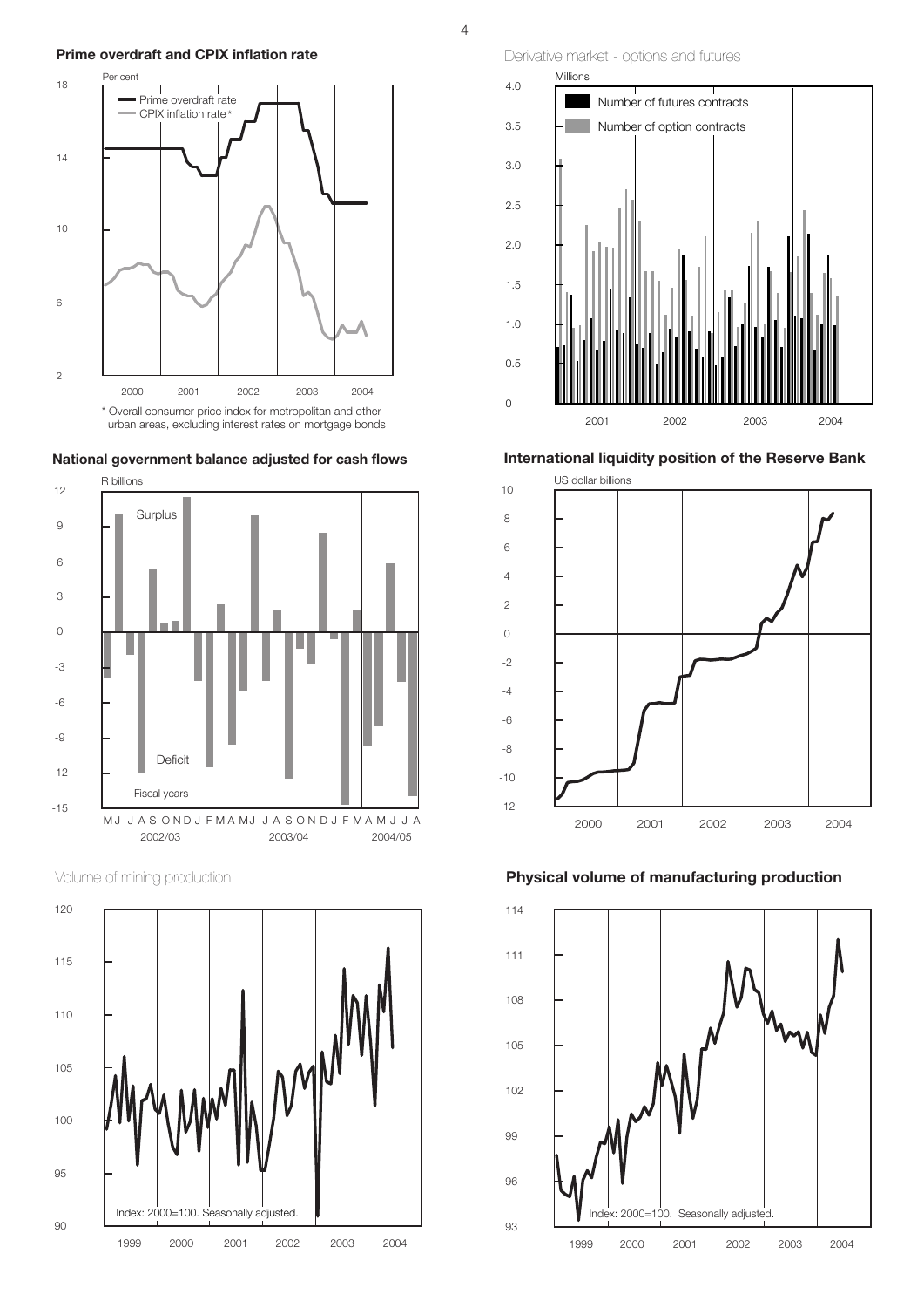**Prime overdraft and CPIX inflation rate**

Per cent

18
14
10
6
2

Prime overdraft rate
CPIX inflation rate*

2000 2001 2002 2003 2004

\* Overall consumer price index for metropolitan and other urban areas, excluding interest rates on mortgage bonds

Derivative market - options and futures

Millions

4.0
3.5
3.0
2.5
2.0
1.5
1.0
0.5
0

Number of futures contracts
Number of option contracts

2001 2002 2003 2004

**National government balance adjusted for cash flows**

R billions

12
9
6
3
0
-3
-6
-9
-12
-15

Surplus
Deficit
Fiscal years

M J J A S O N D J F M A M J J A S O N D J F M A M J J A
2002/03 2003/04 2004/05

**International liquidity position of the Reserve Bank**

US dollar billions

10
8
6
4
2
0
-2
-4
-6
-8
-10
-12

2000 2001 2002 2003 2004

Volume of mining production

120
115
110
105
100
95
90

Index: 2000=100. Seasonally adjusted.

1999 2000 2001 2002 2003 2004

**Physical volume of manufacturing production**

114
111
108
105
102
99
96
93

Index: 2000=100. Seasonally adjusted.

1999 2000 2001 2002 2003 2004